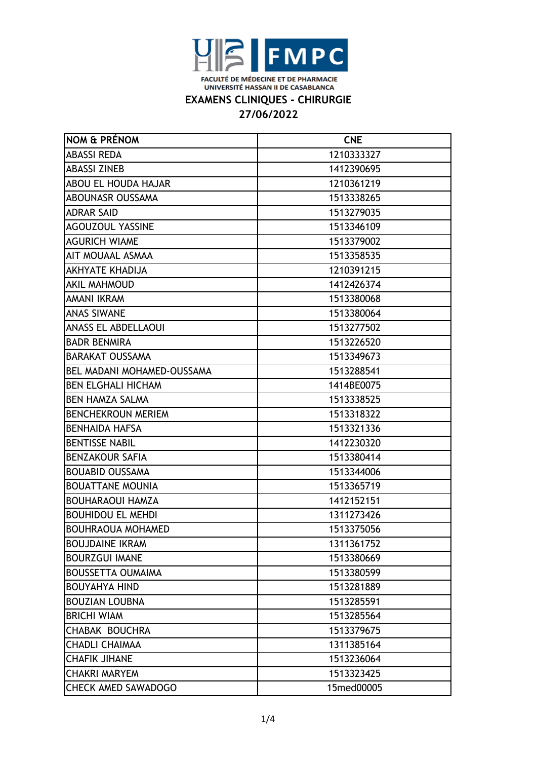FACULTÉ DE MÉDECINE ET DE PHARMACIE
UNIVERSITÉ HASSAN II DE CASABLANCA

# EXAMENS CLINIQUES - CHIRURGIE

## 27/06/2022

| NOM & PRÉNOM | CNE |
|---|---|
| ABASSI REDA | 1210333327 |
| ABASSI ZINEB | 1412390695 |
| ABOU EL HOUDA HAJAR | 1210361219 |
| ABOUNASR OUSSAMA | 1513338265 |
| ADRAR SAID | 1513279035 |
| AGOUZOUL YASSINE | 1513346109 |
| AGURICH WIAME | 1513379002 |
| AIT MOUAAL ASMAA | 1513358535 |
| AKHYATE KHADIJA | 1210391215 |
| AKIL MAHMOUD | 1412426374 |
| AMANI IKRAM | 1513380068 |
| ANAS SIWANE | 1513380064 |
| ANASS EL ABDELLAOUI | 1513277502 |
| BADR BENMIRA | 1513226520 |
| BARAKAT OUSSAMA | 1513349673 |
| BEL MADANI MOHAMED-OUSSAMA | 1513288541 |
| BEN ELGHALI HICHAM | 1414BE0075 |
| BEN HAMZA SALMA | 1513338525 |
| BENCHEKROUN MERIEM | 1513318322 |
| BENHAIDA HAFSA | 1513321336 |
| BENTISSE NABIL | 1412230320 |
| BENZAKOUR SAFIA | 1513380414 |
| BOUABID OUSSAMA | 1513344006 |
| BOUATTANE MOUNIA | 1513365719 |
| BOUHARAOUI HAMZA | 1412152151 |
| BOUHIDOU EL MEHDI | 1311273426 |
| BOUHRAOUA MOHAMED | 1513375056 |
| BOUJDAINE IKRAM | 1311361752 |
| BOURZGUI IMANE | 1513380669 |
| BOUSSETTA OUMAIMA | 1513380599 |
| BOUYAHYA HIND | 1513281889 |
| BOUZIAN LOUBNA | 1513285591 |
| BRICHI WIAM | 1513285564 |
| CHABAK  BOUCHRA | 1513379675 |
| CHADLI CHAIMAA | 1311385164 |
| CHAFIK JIHANE | 1513236064 |
| CHAKRI MARYEM | 1513323425 |
| CHECK AMED SAWADOGO | 15med00005 |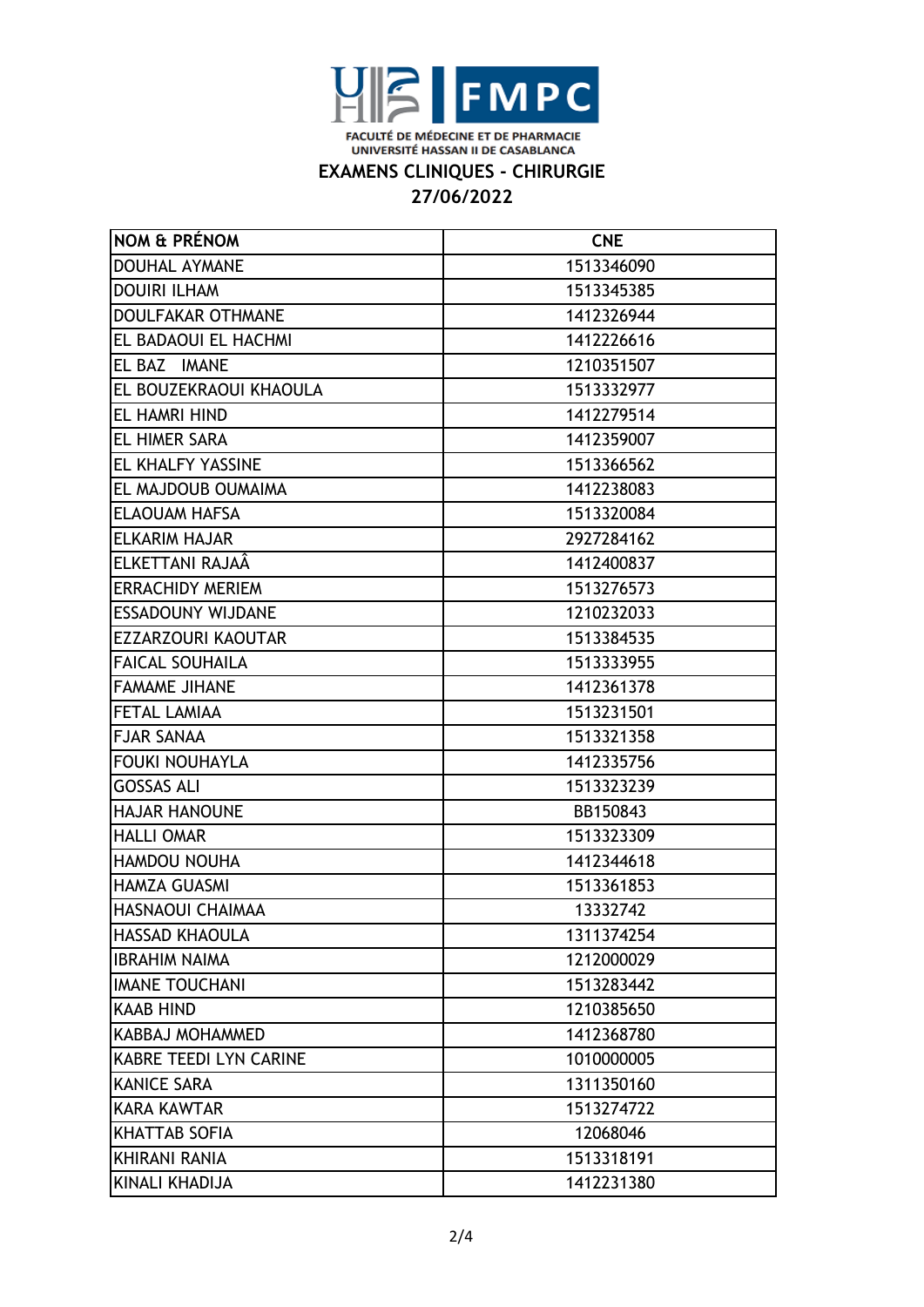FACULTÉ DE MÉDECINE ET DE PHARMACIE
UNIVERSITÉ HASSAN II DE CASABLANCA

## EXAMENS CLINIQUES - CHIRURGIE

## 27/06/2022

| NOM & PRÉNOM | CNE |
|---|---|
| DOUHAL AYMANE | 1513346090 |
| DOUIRI ILHAM | 1513345385 |
| DOULFAKAR OTHMANE | 1412326944 |
| EL BADAOUI EL HACHMI | 1412226616 |
| EL BAZ IMANE | 1210351507 |
| EL BOUZEKRAOUI KHAOULA | 1513332977 |
| EL HAMRI HIND | 1412279514 |
| EL HIMER SARA | 1412359007 |
| EL KHALFY YASSINE | 1513366562 |
| EL MAJDOUB OUMAIMA | 1412238083 |
| ELAOUAM HAFSA | 1513320084 |
| ELKARIM HAJAR | 2927284162 |
| ELKETTANI RAJAÂ | 1412400837 |
| ERRACHIDY MERIEM | 1513276573 |
| ESSADOUNY WIJDANE | 1210232033 |
| EZZARZOURI KAOUTAR | 1513384535 |
| FAICAL SOUHAILA | 1513333955 |
| FAMAME JIHANE | 1412361378 |
| FETAL LAMIAA | 1513231501 |
| FJAR SANAA | 1513321358 |
| FOUKI NOUHAYLA | 1412335756 |
| GOSSAS ALI | 1513323239 |
| HAJAR HANOUNE | BB150843 |
| HALLI OMAR | 1513323309 |
| HAMDOU NOUHA | 1412344618 |
| HAMZA GUASMI | 1513361853 |
| HASNAOUI CHAIMAA | 13332742 |
| HASSAD KHAOULA | 1311374254 |
| IBRAHIM NAIMA | 1212000029 |
| IMANE TOUCHANI | 1513283442 |
| KAAB HIND | 1210385650 |
| KABBAJ MOHAMMED | 1412368780 |
| KABRE TEEDI LYN CARINE | 1010000005 |
| KANICE SARA | 1311350160 |
| KARA KAWTAR | 1513274722 |
| KHATTAB SOFIA | 12068046 |
| KHIRANI RANIA | 1513318191 |
| KINALI KHADIJA | 1412231380 |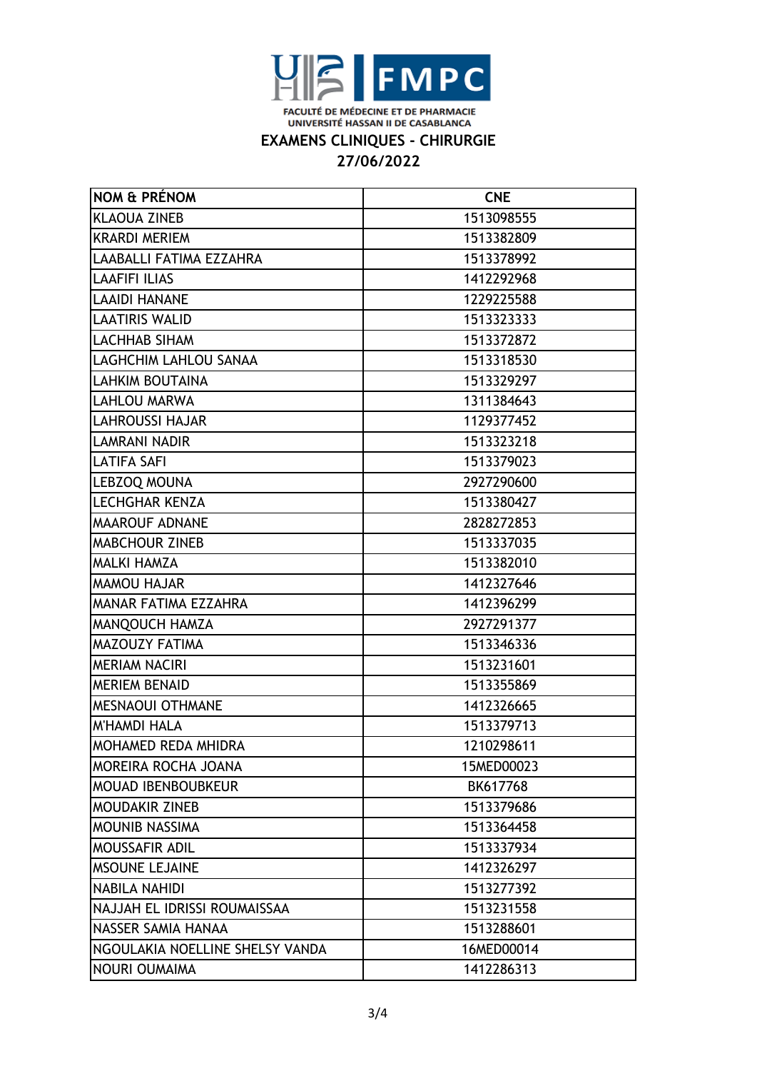FACULTÉ DE MÉDECINE ET DE PHARMACIE
UNIVERSITÉ HASSAN II DE CASABLANCA

## EXAMENS CLINIQUES - CHIRURGIE

## 27/06/2022

| NOM & PRÉNOM | CNE |
|---|---|
| KLAOUA ZINEB | 1513098555 |
| KRARDI MERIEM | 1513382809 |
| LAABALLI FATIMA EZZAHRA | 1513378992 |
| LAAFIFI ILIAS | 1412292968 |
| LAAIDI HANANE | 1229225588 |
| LAATIRIS WALID | 1513323333 |
| LACHHAB SIHAM | 1513372872 |
| LAGHCHIM LAHLOU SANAA | 1513318530 |
| LAHKIM BOUTAINA | 1513329297 |
| LAHLOU MARWA | 1311384643 |
| LAHROUSSI HAJAR | 1129377452 |
| LAMRANI NADIR | 1513323218 |
| LATIFA SAFI | 1513379023 |
| LEBZOQ MOUNA | 2927290600 |
| LECHGHAR KENZA | 1513380427 |
| MAAROUF ADNANE | 2828272853 |
| MABCHOUR ZINEB | 1513337035 |
| MALKI HAMZA | 1513382010 |
| MAMOU HAJAR | 1412327646 |
| MANAR FATIMA EZZAHRA | 1412396299 |
| MANQOUCH HAMZA | 2927291377 |
| MAZOUZY FATIMA | 1513346336 |
| MERIAM NACIRI | 1513231601 |
| MERIEM BENAID | 1513355869 |
| MESNAOUI OTHMANE | 1412326665 |
| M'HAMDI HALA | 1513379713 |
| MOHAMED REDA MHIDRA | 1210298611 |
| MOREIRA ROCHA JOANA | 15MED00023 |
| MOUAD IBENBOUBKEUR | BK617768 |
| MOUDAKIR ZINEB | 1513379686 |
| MOUNIB NASSIMA | 1513364458 |
| MOUSSAFIR ADIL | 1513337934 |
| MSOUNE LEJAINE | 1412326297 |
| NABILA NAHIDI | 1513277392 |
| NAJJAH EL IDRISSI ROUMAISSAA | 1513231558 |
| NASSER SAMIA HANAA | 1513288601 |
| NGOULAKIA NOELLINE SHELSY VANDA | 16MED00014 |
| NOURI OUMAIMA | 1412286313 |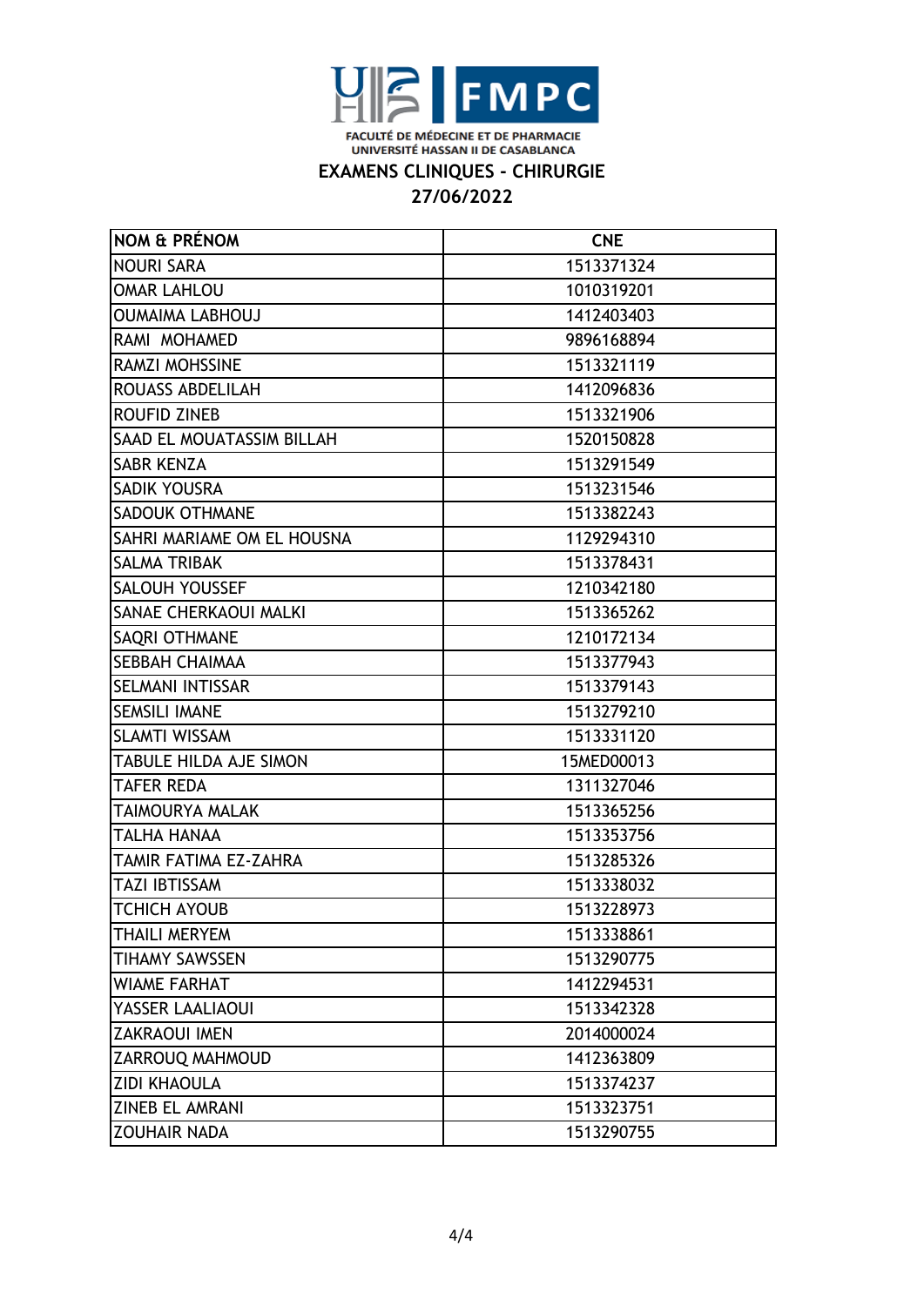FACULTÉ DE MÉDECINE ET DE PHARMACIE
UNIVERSITÉ HASSAN II DE CASABLANCA

## EXAMENS CLINIQUES - CHIRURGIE

## 27/06/2022

| NOM & PRÉNOM | CNE |
|---|---|
| NOURI SARA | 1513371324 |
| OMAR LAHLOU | 1010319201 |
| OUMAIMA LABHOUJ | 1412403403 |
| RAMI  MOHAMED | 9896168894 |
| RAMZI MOHSSINE | 1513321119 |
| ROUASS ABDELILAH | 1412096836 |
| ROUFID ZINEB | 1513321906 |
| SAAD EL MOUATASSIM BILLAH | 1520150828 |
| SABR KENZA | 1513291549 |
| SADIK YOUSRA | 1513231546 |
| SADOUK OTHMANE | 1513382243 |
| SAHRI MARIAME OM EL HOUSNA | 1129294310 |
| SALMA TRIBAK | 1513378431 |
| SALOUH YOUSSEF | 1210342180 |
| SANAE CHERKAOUI MALKI | 1513365262 |
| SAQRI OTHMANE | 1210172134 |
| SEBBAH CHAIMAA | 1513377943 |
| SELMANI INTISSAR | 1513379143 |
| SEMSILI IMANE | 1513279210 |
| SLAMTI WISSAM | 1513331120 |
| TABULE HILDA AJE SIMON | 15MED00013 |
| TAFER REDA | 1311327046 |
| TAIMOURYA MALAK | 1513365256 |
| TALHA HANAA | 1513353756 |
| TAMIR FATIMA EZ-ZAHRA | 1513285326 |
| TAZI IBTISSAM | 1513338032 |
| TCHICH AYOUB | 1513228973 |
| THAILI MERYEM | 1513338861 |
| TIHAMY SAWSSEN | 1513290775 |
| WIAME FARHAT | 1412294531 |
| YASSER LAALIAOUI | 1513342328 |
| ZAKRAOUI IMEN | 2014000024 |
| ZARROUQ MAHMOUD | 1412363809 |
| ZIDI KHAOULA | 1513374237 |
| ZINEB EL AMRANI | 1513323751 |
| ZOUHAIR NADA | 1513290755 |